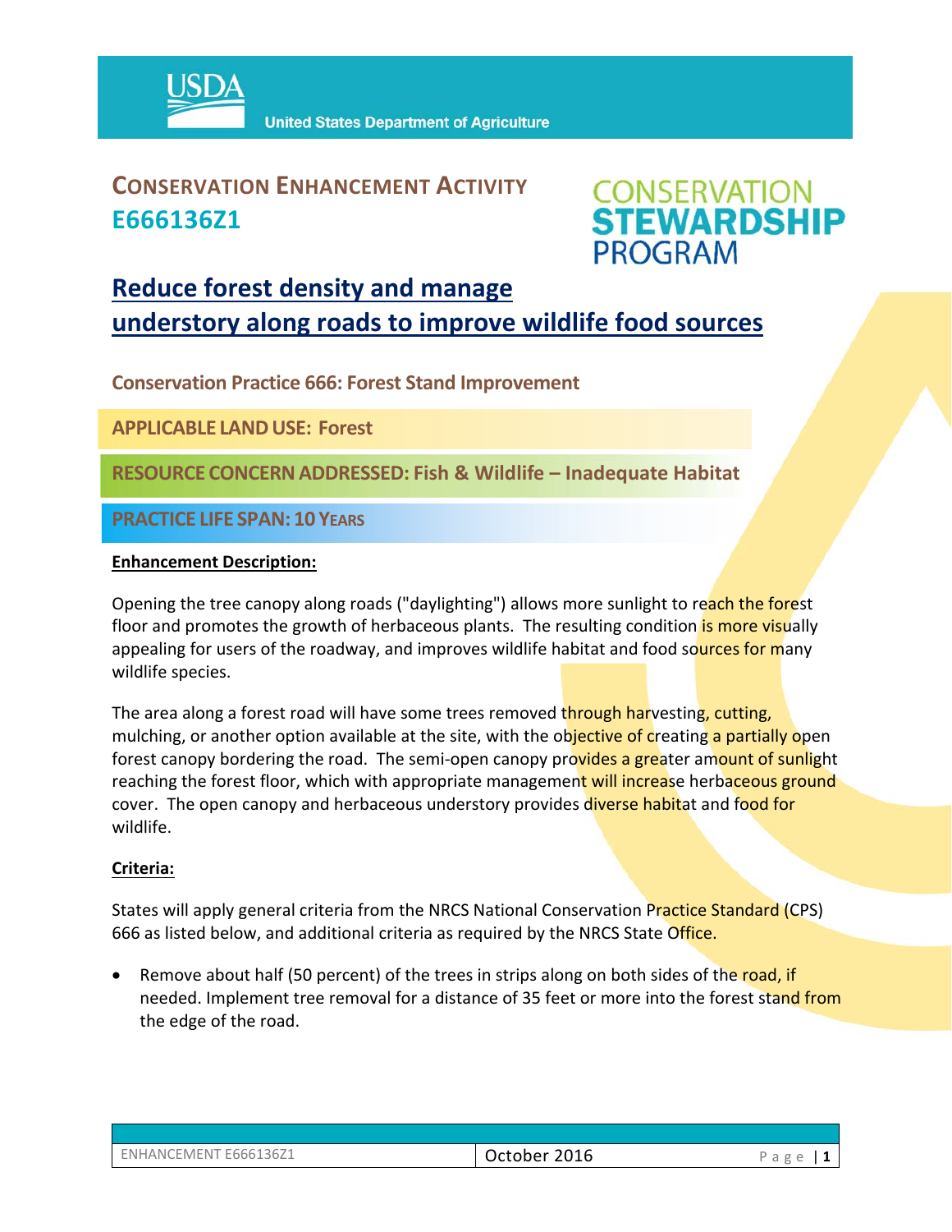# CONSERVATION ENHANCEMENT ACTIVITY E666136Z1

CONSERVATION STEWARDSHIP PROGRAM

## Reduce forest density and manage understory along roads to improve wildlife food sources

**Conservation Practice 666: Forest Stand Improvement**

**APPLICABLE LAND USE: Forest**

**RESOURCE CONCERN ADDRESSED: Fish & Wildlife – Inadequate Habitat**

**PRACTICE LIFE SPAN: 10 YEARS**

**Enhancement Description:**

Opening the tree canopy along roads ("daylighting") allows more sunlight to reach the forest floor and promotes the growth of herbaceous plants. The resulting condition is more visually appealing for users of the roadway, and improves wildlife habitat and food sources for many wildlife species.

The area along a forest road will have some trees removed through harvesting, cutting, mulching, or another option available at the site, with the objective of creating a partially open forest canopy bordering the road. The semi-open canopy provides a greater amount of sunlight reaching the forest floor, which with appropriate management will increase herbaceous ground cover. The open canopy and herbaceous understory provides diverse habitat and food for wildlife.

**Criteria:**

States will apply general criteria from the NRCS National Conservation Practice Standard (CPS) 666 as listed below, and additional criteria as required by the NRCS State Office.

- Remove about half (50 percent) of the trees in strips along on both sides of the road, if needed. Implement tree removal for a distance of 35 feet or more into the forest stand from the edge of the road.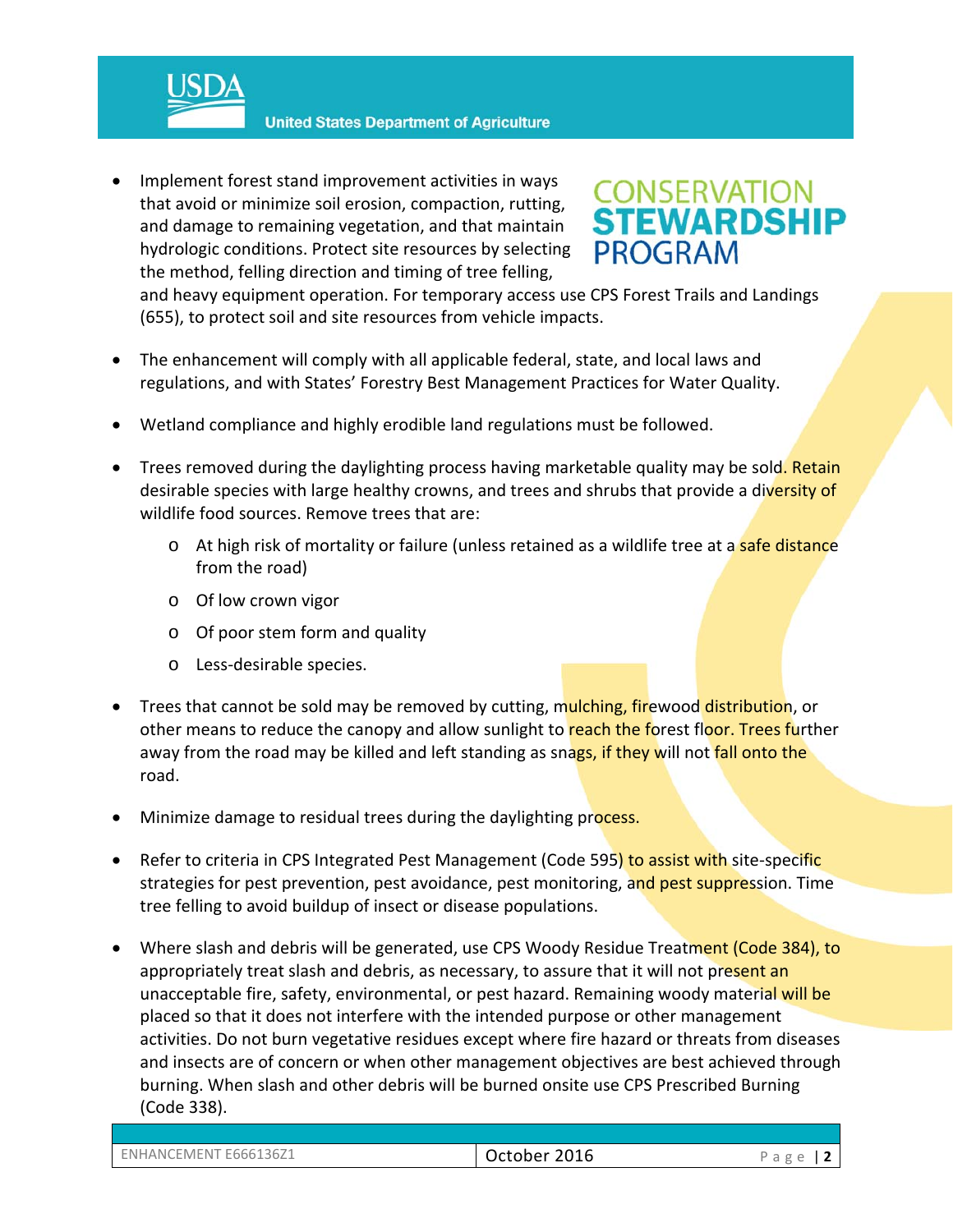- Implement forest stand improvement activities in ways that avoid or minimize soil erosion, compaction, rutting, and damage to remaining vegetation, and that maintain hydrologic conditions. Protect site resources by selecting the method, felling direction and timing of tree felling, and heavy equipment operation. For temporary access use CPS Forest Trails and Landings (655), to protect soil and site resources from vehicle impacts.

- The enhancement will comply with all applicable federal, state, and local laws and regulations, and with States' Forestry Best Management Practices for Water Quality.

- Wetland compliance and highly erodible land regulations must be followed.

- Trees removed during the daylighting process having marketable quality may be sold. Retain desirable species with large healthy crowns, and trees and shrubs that provide a diversity of wildlife food sources. Remove trees that are:
  - At high risk of mortality or failure (unless retained as a wildlife tree at a safe distance from the road)
  - Of low crown vigor
  - Of poor stem form and quality
  - Less-desirable species.

- Trees that cannot be sold may be removed by cutting, mulching, firewood distribution, or other means to reduce the canopy and allow sunlight to reach the forest floor. Trees further away from the road may be killed and left standing as snags, if they will not fall onto the road.

- Minimize damage to residual trees during the daylighting process.

- Refer to criteria in CPS Integrated Pest Management (Code 595) to assist with site-specific strategies for pest prevention, pest avoidance, pest monitoring, and pest suppression. Time tree felling to avoid buildup of insect or disease populations.

- Where slash and debris will be generated, use CPS Woody Residue Treatment (Code 384), to appropriately treat slash and debris, as necessary, to assure that it will not present an unacceptable fire, safety, environmental, or pest hazard. Remaining woody material will be placed so that it does not interfere with the intended purpose or other management activities. Do not burn vegetative residues except where fire hazard or threats from diseases and insects are of concern or when other management objectives are best achieved through burning. When slash and other debris will be burned onsite use CPS Prescribed Burning (Code 338).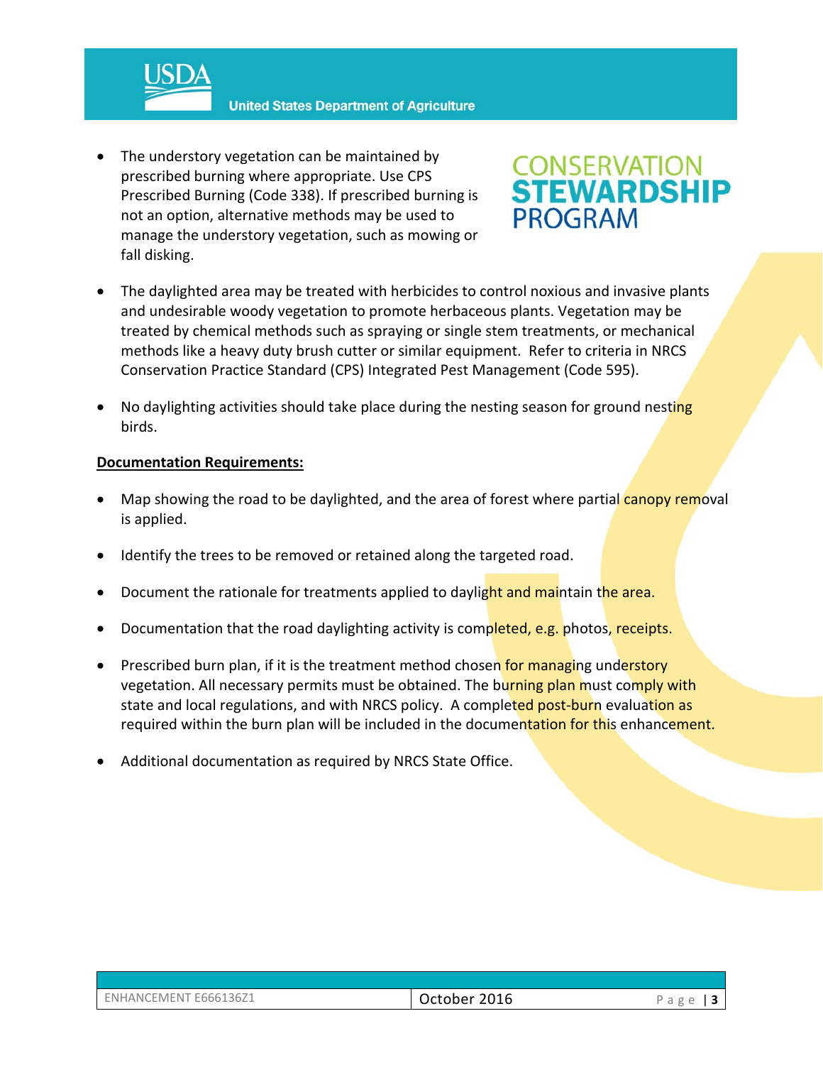- The understory vegetation can be maintained by prescribed burning where appropriate. Use CPS Prescribed Burning (Code 338). If prescribed burning is not an option, alternative methods may be used to manage the understory vegetation, such as mowing or fall disking.

- The daylighted area may be treated with herbicides to control noxious and invasive plants and undesirable woody vegetation to promote herbaceous plants. Vegetation may be treated by chemical methods such as spraying or single stem treatments, or mechanical methods like a heavy duty brush cutter or similar equipment. Refer to criteria in NRCS Conservation Practice Standard (CPS) Integrated Pest Management (Code 595).

- No daylighting activities should take place during the nesting season for ground nesting birds.

**Documentation Requirements:**

- Map showing the road to be daylighted, and the area of forest where partial canopy removal is applied.

- Identify the trees to be removed or retained along the targeted road.

- Document the rationale for treatments applied to daylight and maintain the area.

- Documentation that the road daylighting activity is completed, e.g. photos, receipts.

- Prescribed burn plan, if it is the treatment method chosen for managing understory vegetation. All necessary permits must be obtained. The burning plan must comply with state and local regulations, and with NRCS policy. A completed post-burn evaluation as required within the burn plan will be included in the documentation for this enhancement.

- Additional documentation as required by NRCS State Office.